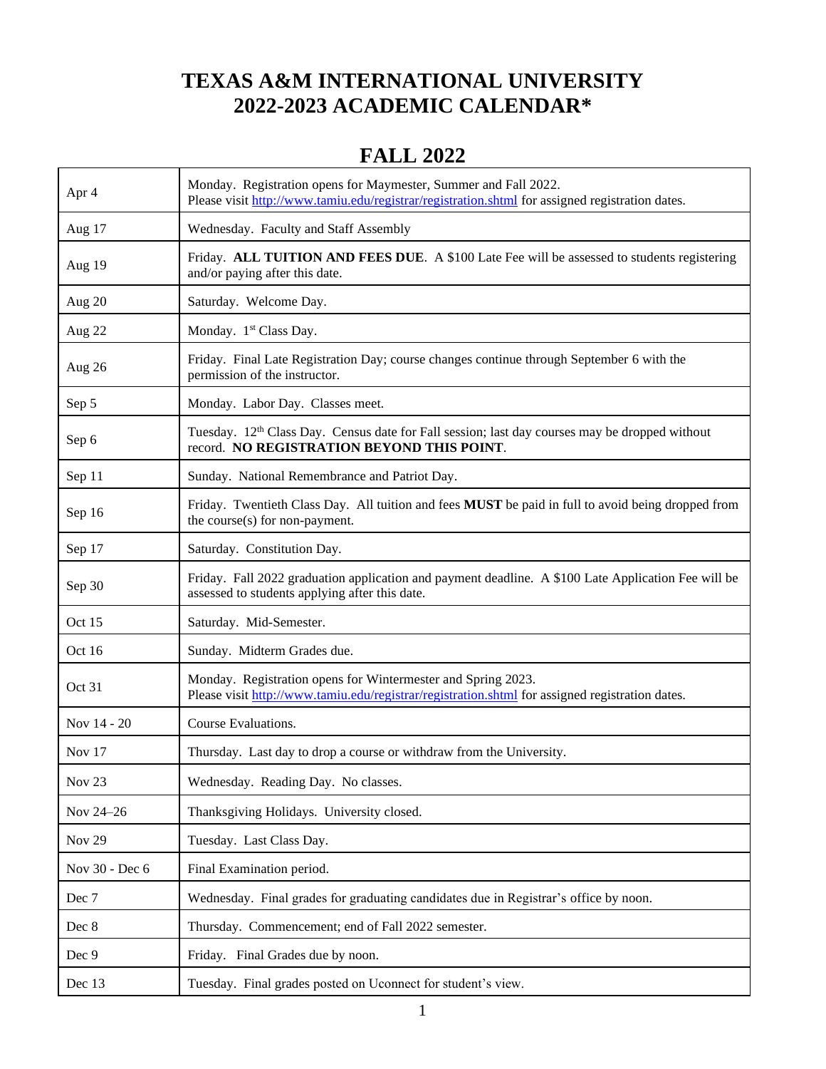# TEXAS A&M INTERNATIONAL UNIVERSITY
# 2022-2023 ACADEMIC CALENDAR*

## FALL 2022

| | |
|---|---|
| Apr 4 | Monday. Registration opens for Maymester, Summer and Fall 2022. Please visit http://www.tamiu.edu/registrar/registration.shtml for assigned registration dates. |
| Aug 17 | Wednesday. Faculty and Staff Assembly |
| Aug 19 | Friday. **ALL TUITION AND FEES DUE**. A $100 Late Fee will be assessed to students registering and/or paying after this date. |
| Aug 20 | Saturday. Welcome Day. |
| Aug 22 | Monday. 1st Class Day. |
| Aug 26 | Friday. Final Late Registration Day; course changes continue through September 6 with the permission of the instructor. |
| Sep 5 | Monday. Labor Day. Classes meet. |
| Sep 6 | Tuesday. 12th Class Day. Census date for Fall session; last day courses may be dropped without record. **NO REGISTRATION BEYOND THIS POINT**. |
| Sep 11 | Sunday. National Remembrance and Patriot Day. |
| Sep 16 | Friday. Twentieth Class Day. All tuition and fees **MUST** be paid in full to avoid being dropped from the course(s) for non-payment. |
| Sep 17 | Saturday. Constitution Day. |
| Sep 30 | Friday. Fall 2022 graduation application and payment deadline. A $100 Late Application Fee will be assessed to students applying after this date. |
| Oct 15 | Saturday. Mid-Semester. |
| Oct 16 | Sunday. Midterm Grades due. |
| Oct 31 | Monday. Registration opens for Wintermester and Spring 2023. Please visit http://www.tamiu.edu/registrar/registration.shtml for assigned registration dates. |
| Nov 14 - 20 | Course Evaluations. |
| Nov 17 | Thursday. Last day to drop a course or withdraw from the University. |
| Nov 23 | Wednesday. Reading Day. No classes. |
| Nov 24–26 | Thanksgiving Holidays. University closed. |
| Nov 29 | Tuesday. Last Class Day. |
| Nov 30 - Dec 6 | Final Examination period. |
| Dec 7 | Wednesday. Final grades for graduating candidates due in Registrar's office by noon. |
| Dec 8 | Thursday. Commencement; end of Fall 2022 semester. |
| Dec 9 | Friday. Final Grades due by noon. |
| Dec 13 | Tuesday. Final grades posted on Uconnect for student's view. |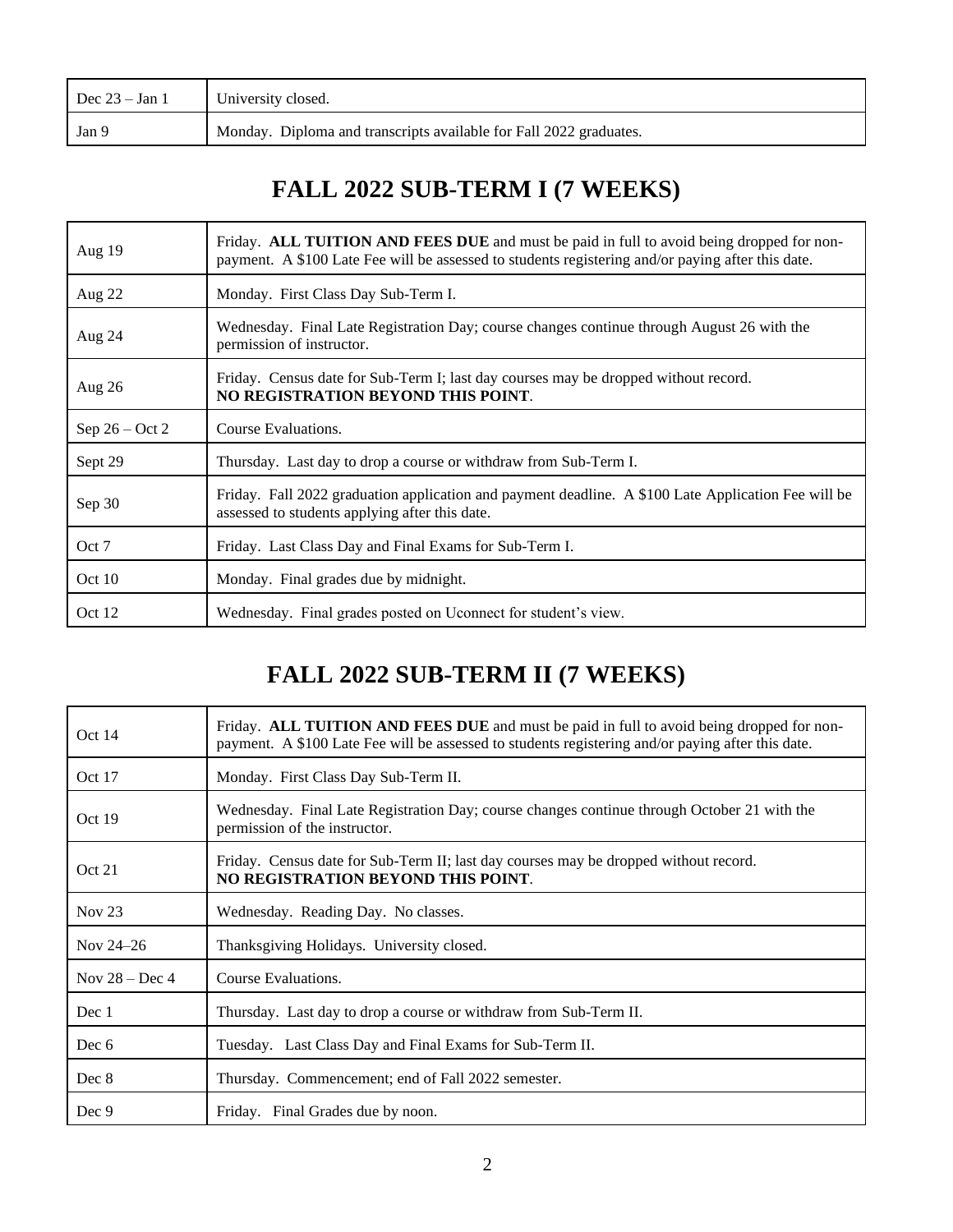| | |
|---|---|
| Dec 23 – Jan 1 | University closed. |
| Jan 9 | Monday. Diploma and transcripts available for Fall 2022 graduates. |

# FALL 2022 SUB-TERM I (7 WEEKS)

| | |
|---|---|
| Aug 19 | Friday. **ALL TUITION AND FEES DUE** and must be paid in full to avoid being dropped for non-payment. A $100 Late Fee will be assessed to students registering and/or paying after this date. |
| Aug 22 | Monday. First Class Day Sub-Term I. |
| Aug 24 | Wednesday. Final Late Registration Day; course changes continue through August 26 with the permission of instructor. |
| Aug 26 | Friday. Census date for Sub-Term I; last day courses may be dropped without record. **NO REGISTRATION BEYOND THIS POINT**. |
| Sep 26 – Oct 2 | Course Evaluations. |
| Sept 29 | Thursday. Last day to drop a course or withdraw from Sub-Term I. |
| Sep 30 | Friday. Fall 2022 graduation application and payment deadline. A $100 Late Application Fee will be assessed to students applying after this date. |
| Oct 7 | Friday. Last Class Day and Final Exams for Sub-Term I. |
| Oct 10 | Monday. Final grades due by midnight. |
| Oct 12 | Wednesday. Final grades posted on Uconnect for student's view. |

# FALL 2022 SUB-TERM II (7 WEEKS)

| | |
|---|---|
| Oct 14 | Friday. **ALL TUITION AND FEES DUE** and must be paid in full to avoid being dropped for non-payment. A $100 Late Fee will be assessed to students registering and/or paying after this date. |
| Oct 17 | Monday. First Class Day Sub-Term II. |
| Oct 19 | Wednesday. Final Late Registration Day; course changes continue through October 21 with the permission of the instructor. |
| Oct 21 | Friday. Census date for Sub-Term II; last day courses may be dropped without record. **NO REGISTRATION BEYOND THIS POINT**. |
| Nov 23 | Wednesday. Reading Day. No classes. |
| Nov 24–26 | Thanksgiving Holidays. University closed. |
| Nov 28 – Dec 4 | Course Evaluations. |
| Dec 1 | Thursday. Last day to drop a course or withdraw from Sub-Term II. |
| Dec 6 | Tuesday. Last Class Day and Final Exams for Sub-Term II. |
| Dec 8 | Thursday. Commencement; end of Fall 2022 semester. |
| Dec 9 | Friday. Final Grades due by noon. |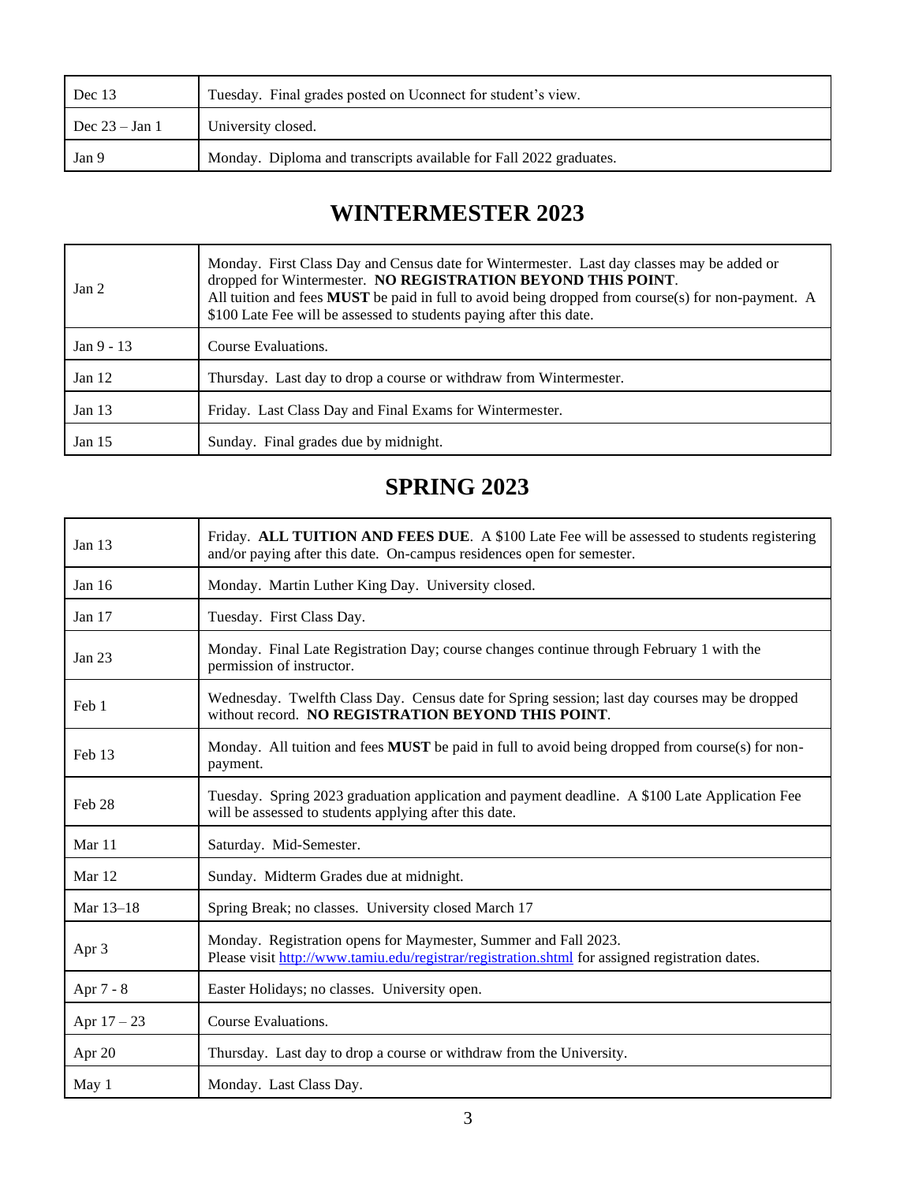| Dec 13 | Tuesday. Final grades posted on Uconnect for student's view. |
|---|---|
| Dec 23 – Jan 1 | University closed. |
| Jan 9 | Monday. Diploma and transcripts available for Fall 2022 graduates. |

## WINTERMESTER 2023

| Jan 2 | Monday. First Class Day and Census date for Wintermester. Last day classes may be added or dropped for Wintermester. **NO REGISTRATION BEYOND THIS POINT**. All tuition and fees **MUST** be paid in full to avoid being dropped from course(s) for non-payment. A $100 Late Fee will be assessed to students paying after this date. |
|---|---|
| Jan 9 - 13 | Course Evaluations. |
| Jan 12 | Thursday. Last day to drop a course or withdraw from Wintermester. |
| Jan 13 | Friday. Last Class Day and Final Exams for Wintermester. |
| Jan 15 | Sunday. Final grades due by midnight. |

## SPRING 2023

| Jan 13 | Friday. **ALL TUITION AND FEES DUE**. A $100 Late Fee will be assessed to students registering and/or paying after this date. On-campus residences open for semester. |
|---|---|
| Jan 16 | Monday. Martin Luther King Day. University closed. |
| Jan 17 | Tuesday. First Class Day. |
| Jan 23 | Monday. Final Late Registration Day; course changes continue through February 1 with the permission of instructor. |
| Feb 1 | Wednesday. Twelfth Class Day. Census date for Spring session; last day courses may be dropped without record. **NO REGISTRATION BEYOND THIS POINT**. |
| Feb 13 | Monday. All tuition and fees **MUST** be paid in full to avoid being dropped from course(s) for non-payment. |
| Feb 28 | Tuesday. Spring 2023 graduation application and payment deadline. A $100 Late Application Fee will be assessed to students applying after this date. |
| Mar 11 | Saturday. Mid-Semester. |
| Mar 12 | Sunday. Midterm Grades due at midnight. |
| Mar 13–18 | Spring Break; no classes. University closed March 17 |
| Apr 3 | Monday. Registration opens for Maymester, Summer and Fall 2023. Please visit [http://www.tamiu.edu/registrar/registration.shtml](http://www.tamiu.edu/registrar/registration.shtml) for assigned registration dates. |
| Apr 7 - 8 | Easter Holidays; no classes. University open. |
| Apr 17 – 23 | Course Evaluations. |
| Apr 20 | Thursday. Last day to drop a course or withdraw from the University. |
| May 1 | Monday. Last Class Day. |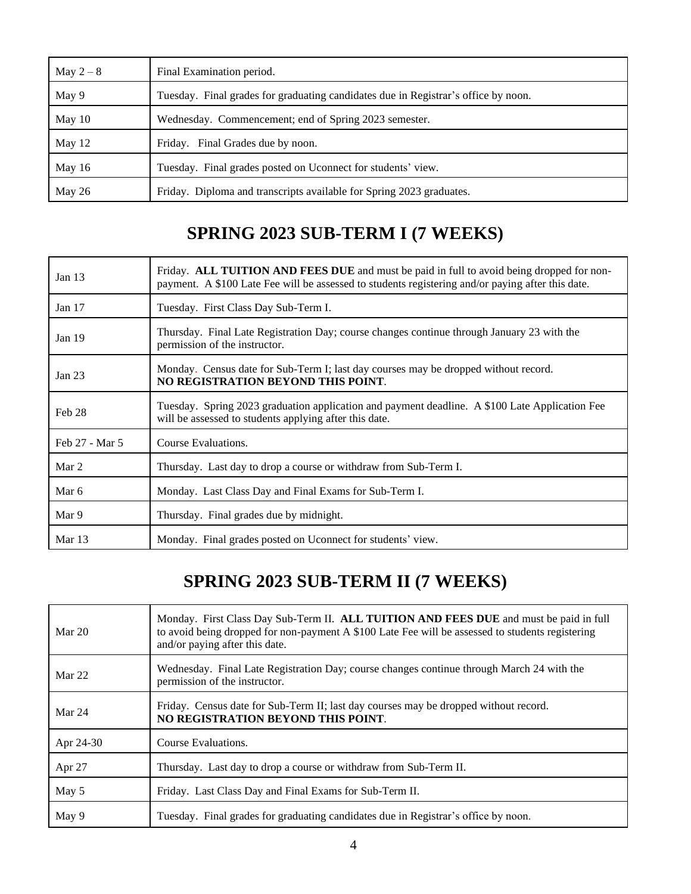| | |
|---|---|
| May 2 – 8 | Final Examination period. |
| May 9 | Tuesday. Final grades for graduating candidates due in Registrar's office by noon. |
| May 10 | Wednesday. Commencement; end of Spring 2023 semester. |
| May 12 | Friday. Final Grades due by noon. |
| May 16 | Tuesday. Final grades posted on Uconnect for students' view. |
| May 26 | Friday. Diploma and transcripts available for Spring 2023 graduates. |

## SPRING 2023 SUB-TERM I (7 WEEKS)

| | |
|---|---|
| Jan 13 | Friday. **ALL TUITION AND FEES DUE** and must be paid in full to avoid being dropped for non-payment. A $100 Late Fee will be assessed to students registering and/or paying after this date. |
| Jan 17 | Tuesday. First Class Day Sub-Term I. |
| Jan 19 | Thursday. Final Late Registration Day; course changes continue through January 23 with the permission of the instructor. |
| Jan 23 | Monday. Census date for Sub-Term I; last day courses may be dropped without record. **NO REGISTRATION BEYOND THIS POINT**. |
| Feb 28 | Tuesday. Spring 2023 graduation application and payment deadline. A $100 Late Application Fee will be assessed to students applying after this date. |
| Feb 27 - Mar 5 | Course Evaluations. |
| Mar 2 | Thursday. Last day to drop a course or withdraw from Sub-Term I. |
| Mar 6 | Monday. Last Class Day and Final Exams for Sub-Term I. |
| Mar 9 | Thursday. Final grades due by midnight. |
| Mar 13 | Monday. Final grades posted on Uconnect for students' view. |

## SPRING 2023 SUB-TERM II (7 WEEKS)

| | |
|---|---|
| Mar 20 | Monday. First Class Day Sub-Term II. **ALL TUITION AND FEES DUE** and must be paid in full to avoid being dropped for non-payment A $100 Late Fee will be assessed to students registering and/or paying after this date. |
| Mar 22 | Wednesday. Final Late Registration Day; course changes continue through March 24 with the permission of the instructor. |
| Mar 24 | Friday. Census date for Sub-Term II; last day courses may be dropped without record. **NO REGISTRATION BEYOND THIS POINT**. |
| Apr 24-30 | Course Evaluations. |
| Apr 27 | Thursday. Last day to drop a course or withdraw from Sub-Term II. |
| May 5 | Friday. Last Class Day and Final Exams for Sub-Term II. |
| May 9 | Tuesday. Final grades for graduating candidates due in Registrar's office by noon. |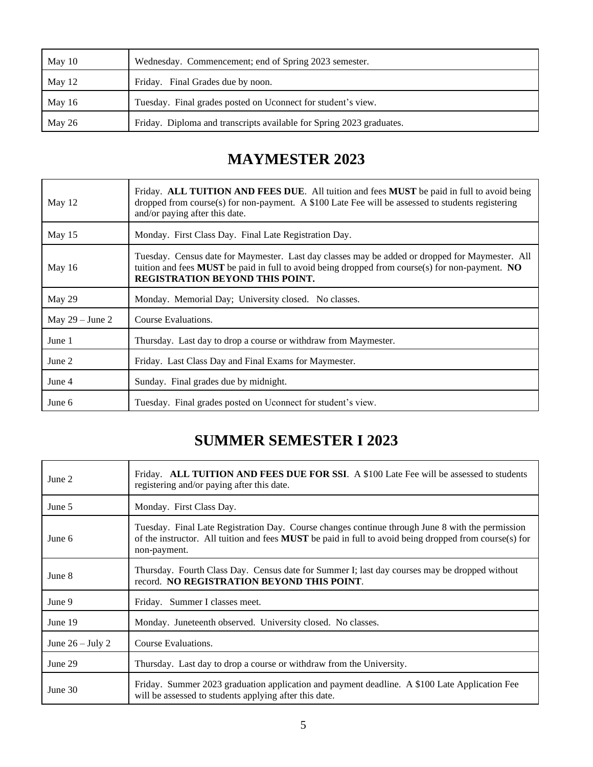| May 10 | Wednesday. Commencement; end of Spring 2023 semester. |
|---|---|
| May 12 | Friday. Final Grades due by noon. |
| May 16 | Tuesday. Final grades posted on Uconnect for student's view. |
| May 26 | Friday. Diploma and transcripts available for Spring 2023 graduates. |

## MAYMESTER 2023

| May 12 | Friday. **ALL TUITION AND FEES DUE**. All tuition and fees **MUST** be paid in full to avoid being dropped from course(s) for non-payment. A $100 Late Fee will be assessed to students registering and/or paying after this date. |
|---|---|
| May 15 | Monday. First Class Day. Final Late Registration Day. |
| May 16 | Tuesday. Census date for Maymester. Last day classes may be added or dropped for Maymester. All tuition and fees **MUST** be paid in full to avoid being dropped from course(s) for non-payment. **NO REGISTRATION BEYOND THIS POINT.** |
| May 29 | Monday. Memorial Day; University closed. No classes. |
| May 29 – June 2 | Course Evaluations. |
| June 1 | Thursday. Last day to drop a course or withdraw from Maymester. |
| June 2 | Friday. Last Class Day and Final Exams for Maymester. |
| June 4 | Sunday. Final grades due by midnight. |
| June 6 | Tuesday. Final grades posted on Uconnect for student's view. |

## SUMMER SEMESTER I 2023

| June 2 | Friday. **ALL TUITION AND FEES DUE FOR SSI**. A $100 Late Fee will be assessed to students registering and/or paying after this date. |
|---|---|
| June 5 | Monday. First Class Day. |
| June 6 | Tuesday. Final Late Registration Day. Course changes continue through June 8 with the permission of the instructor. All tuition and fees **MUST** be paid in full to avoid being dropped from course(s) for non-payment. |
| June 8 | Thursday. Fourth Class Day. Census date for Summer I; last day courses may be dropped without record. **NO REGISTRATION BEYOND THIS POINT**. |
| June 9 | Friday. Summer I classes meet. |
| June 19 | Monday. Juneteenth observed. University closed. No classes. |
| June 26 – July 2 | Course Evaluations. |
| June 29 | Thursday. Last day to drop a course or withdraw from the University. |
| June 30 | Friday. Summer 2023 graduation application and payment deadline. A $100 Late Application Fee will be assessed to students applying after this date. |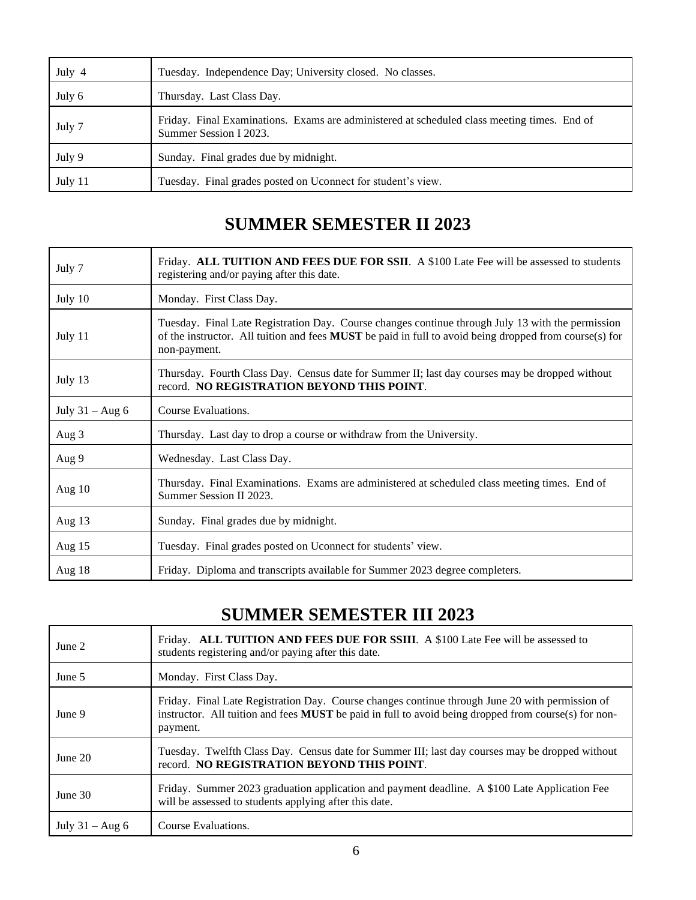| | |
|---|---|
| July 4 | Tuesday. Independence Day; University closed. No classes. |
| July 6 | Thursday. Last Class Day. |
| July 7 | Friday. Final Examinations. Exams are administered at scheduled class meeting times. End of Summer Session I 2023. |
| July 9 | Sunday. Final grades due by midnight. |
| July 11 | Tuesday. Final grades posted on Uconnect for student's view. |

## SUMMER SEMESTER II 2023

| | |
|---|---|
| July 7 | Friday. **ALL TUITION AND FEES DUE FOR SSII**. A $100 Late Fee will be assessed to students registering and/or paying after this date. |
| July 10 | Monday. First Class Day. |
| July 11 | Tuesday. Final Late Registration Day. Course changes continue through July 13 with the permission of the instructor. All tuition and fees **MUST** be paid in full to avoid being dropped from course(s) for non-payment. |
| July 13 | Thursday. Fourth Class Day. Census date for Summer II; last day courses may be dropped without record. **NO REGISTRATION BEYOND THIS POINT**. |
| July 31 – Aug 6 | Course Evaluations. |
| Aug 3 | Thursday. Last day to drop a course or withdraw from the University. |
| Aug 9 | Wednesday. Last Class Day. |
| Aug 10 | Thursday. Final Examinations. Exams are administered at scheduled class meeting times. End of Summer Session II 2023. |
| Aug 13 | Sunday. Final grades due by midnight. |
| Aug 15 | Tuesday. Final grades posted on Uconnect for students' view. |
| Aug 18 | Friday. Diploma and transcripts available for Summer 2023 degree completers. |

## SUMMER SEMESTER III 2023

| | |
|---|---|
| June 2 | Friday. **ALL TUITION AND FEES DUE FOR SSIII**. A $100 Late Fee will be assessed to students registering and/or paying after this date. |
| June 5 | Monday. First Class Day. |
| June 9 | Friday. Final Late Registration Day. Course changes continue through June 20 with permission of instructor. All tuition and fees **MUST** be paid in full to avoid being dropped from course(s) for non-payment. |
| June 20 | Tuesday. Twelfth Class Day. Census date for Summer III; last day courses may be dropped without record. **NO REGISTRATION BEYOND THIS POINT**. |
| June 30 | Friday. Summer 2023 graduation application and payment deadline. A $100 Late Application Fee will be assessed to students applying after this date. |
| July 31 – Aug 6 | Course Evaluations. |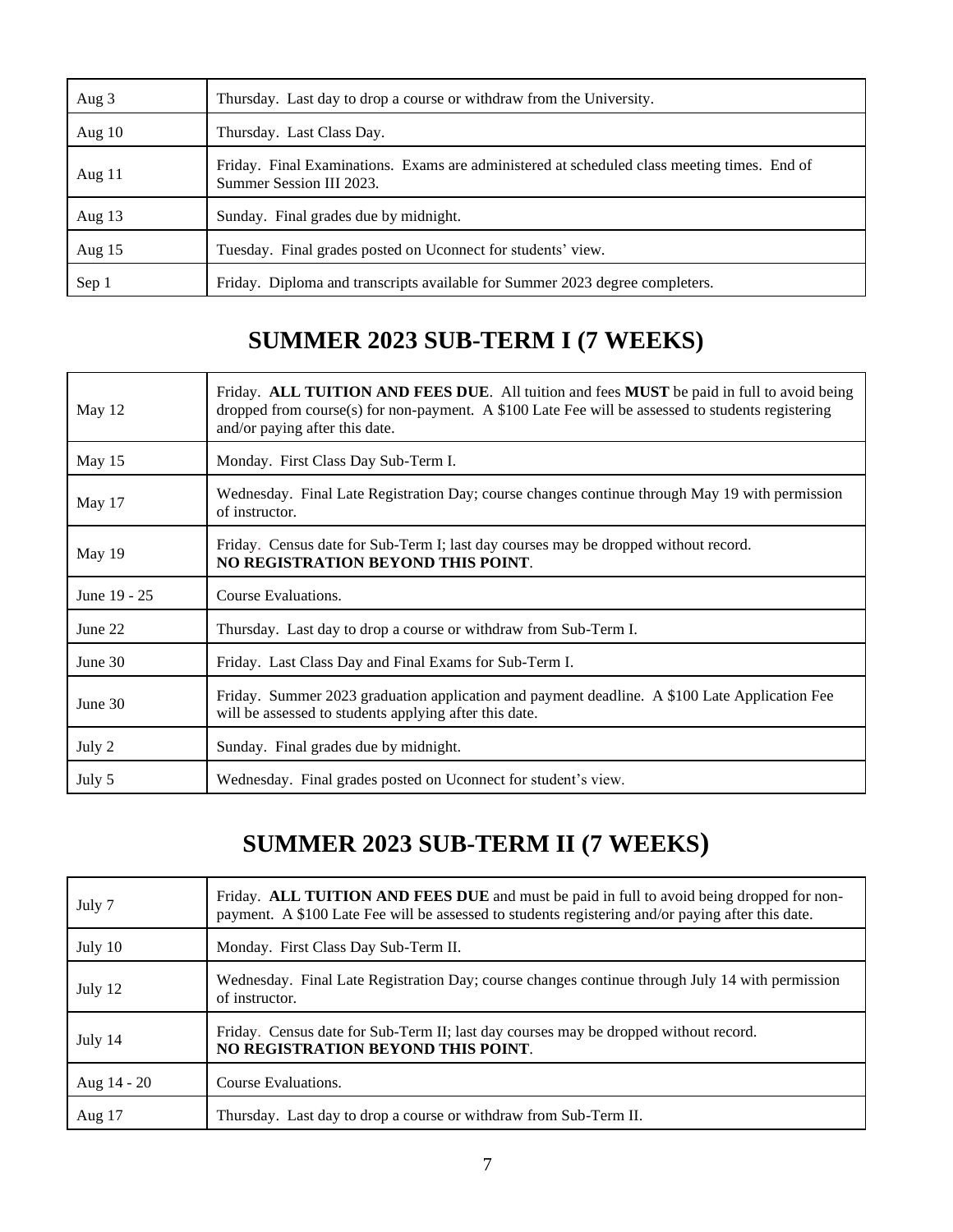| | |
|---|---|
| Aug 3 | Thursday. Last day to drop a course or withdraw from the University. |
| Aug 10 | Thursday. Last Class Day. |
| Aug 11 | Friday. Final Examinations. Exams are administered at scheduled class meeting times. End of Summer Session III 2023. |
| Aug 13 | Sunday. Final grades due by midnight. |
| Aug 15 | Tuesday. Final grades posted on Uconnect for students' view. |
| Sep 1 | Friday. Diploma and transcripts available for Summer 2023 degree completers. |

## SUMMER 2023 SUB-TERM I (7 WEEKS)

| | |
|---|---|
| May 12 | Friday. **ALL TUITION AND FEES DUE**. All tuition and fees **MUST** be paid in full to avoid being dropped from course(s) for non-payment. A $100 Late Fee will be assessed to students registering and/or paying after this date. |
| May 15 | Monday. First Class Day Sub-Term I. |
| May 17 | Wednesday. Final Late Registration Day; course changes continue through May 19 with permission of instructor. |
| May 19 | Friday. Census date for Sub-Term I; last day courses may be dropped without record. **NO REGISTRATION BEYOND THIS POINT**. |
| June 19 - 25 | Course Evaluations. |
| June 22 | Thursday. Last day to drop a course or withdraw from Sub-Term I. |
| June 30 | Friday. Last Class Day and Final Exams for Sub-Term I. |
| June 30 | Friday. Summer 2023 graduation application and payment deadline. A $100 Late Application Fee will be assessed to students applying after this date. |
| July 2 | Sunday. Final grades due by midnight. |
| July 5 | Wednesday. Final grades posted on Uconnect for student's view. |

## SUMMER 2023 SUB-TERM II (7 WEEKS)

| | |
|---|---|
| July 7 | Friday. **ALL TUITION AND FEES DUE** and must be paid in full to avoid being dropped for non-payment. A $100 Late Fee will be assessed to students registering and/or paying after this date. |
| July 10 | Monday. First Class Day Sub-Term II. |
| July 12 | Wednesday. Final Late Registration Day; course changes continue through July 14 with permission of instructor. |
| July 14 | Friday. Census date for Sub-Term II; last day courses may be dropped without record. **NO REGISTRATION BEYOND THIS POINT**. |
| Aug 14 - 20 | Course Evaluations. |
| Aug 17 | Thursday. Last day to drop a course or withdraw from Sub-Term II. |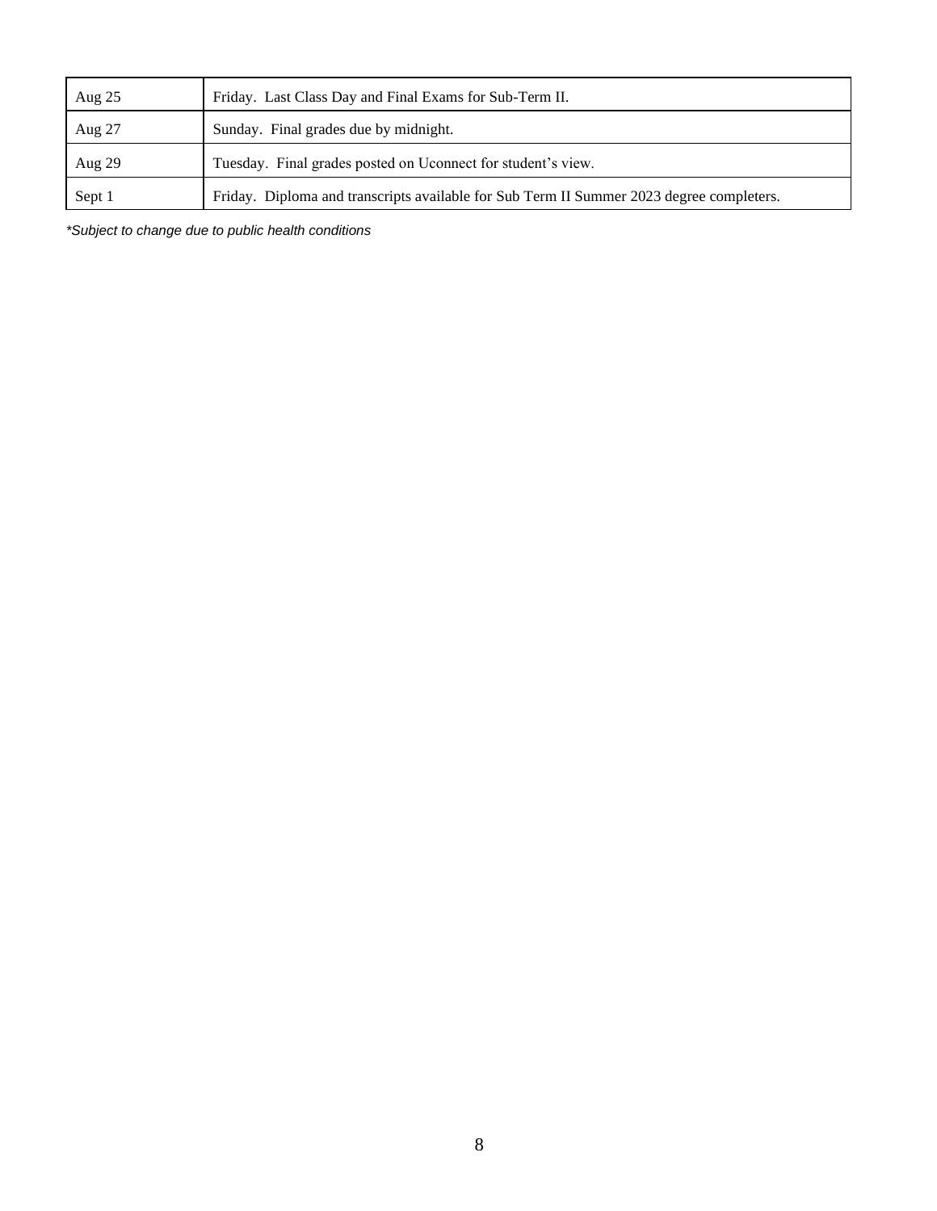| | |
|---|---|
| Aug 25 | Friday. Last Class Day and Final Exams for Sub-Term II. |
| Aug 27 | Sunday. Final grades due by midnight. |
| Aug 29 | Tuesday. Final grades posted on Uconnect for student's view. |
| Sept 1 | Friday. Diploma and transcripts available for Sub Term II Summer 2023 degree completers. |

*\*Subject to change due to public health conditions*